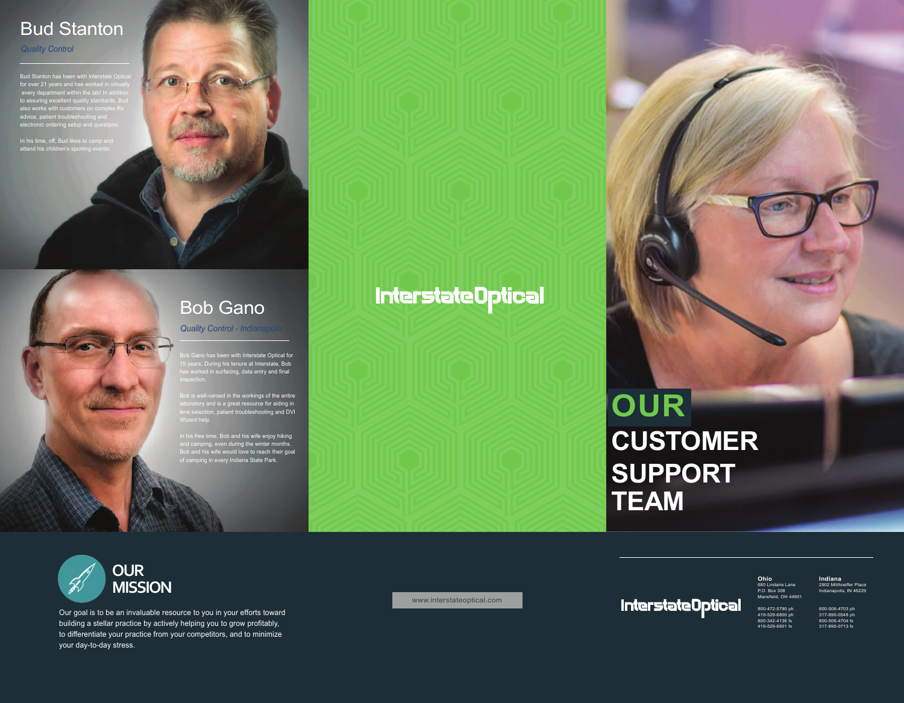## Bud Stanton

*Quality Control*

Bud Stanton has been with Interstate Optical for over 21 years and has worked in virtually every department within the lab! In addition to assuring excellent quality standards, Bud also works with customers on complex Rx advice, patient troubleshooting and electronic ordering setup and questions.

In his time, off, Bud likes to camp and attend his children's sporting events.

## Bob Gano

*Quality Control - Indianapolis*

Bob Gano has been with Interstate Optical for 15 years. During his tenure at Interstate, Bob has worked in surfacing, data entry and final inspection.

Bob is well-versed in the workings of the entire laboratory and is a great resource for aiding in lens selection, patient troubleshooting and DVI Wizard help.

In his free time, Bob and his wife enjoy hiking and camping, even during the winter months. Bob and his wife would love to reach their goal of camping in every Indiana State Park.

InterstateOptical

# OUR CUSTOMER SUPPORT TEAM

## OUR MISSION

Our goal is to be an invaluable resource to you in your efforts toward building a stellar practice by actively helping you to grow profitably, to differentiate your practice from your competitors, and to minimize your day-to-day stress.

www.interstateoptical.com

InterstateOptical

**Ohio**
680 Lindaire Lane
P.O. Box 308
Mansfield, OH 44901

800-472-5790 ph
419-529-6800 ph
800-342-4136 fx
419-529-6801 fx

**Indiana**
2902 Mitthoeffer Place
Indianapolis, IN 46229

800-506-4703 ph
317-890-0548 ph
800-506-4704 fx
317-890-0713 fx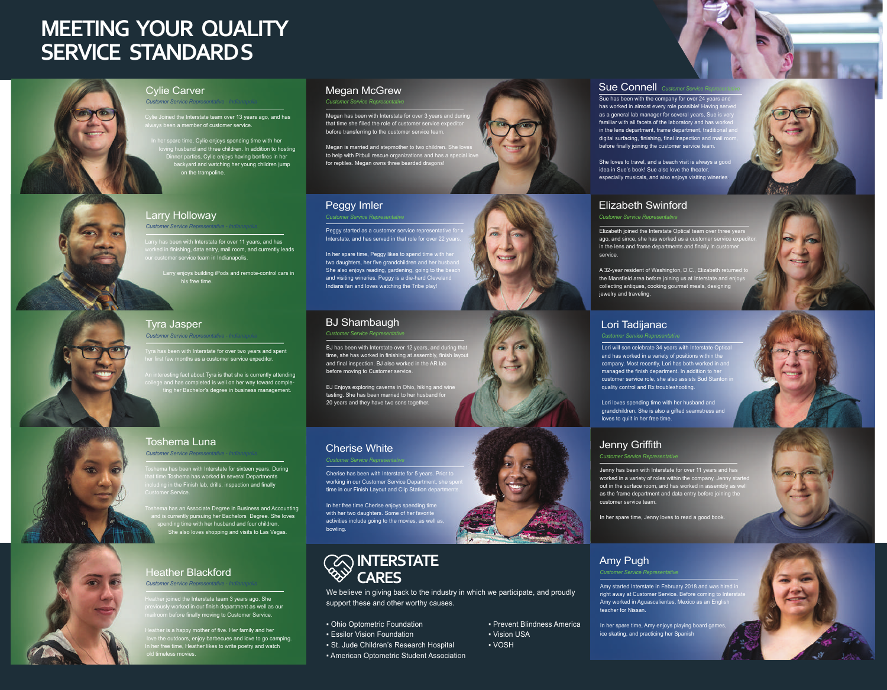# MEETING YOUR QUALITY SERVICE STANDARDS

## Cylie Carver

*Customer Service Representative - Indianapolis*

Cylie Joined the Interstate team over 13 years ago, and has always been a member of customer service.

In her spare time, Cylie enjoys spending time with her loving husband and three children. In addition to hosting Dinner parties, Cylie enjoys having bonfires in her backyard and watching her young children jump on the trampoline.

## Larry Holloway

*Customer Service Representative - Indianapolis*

Larry has been with Interstate for over 11 years, and has worked in finishing, data entry, mail room, and currently leads our customer service team in Indianapolis.

Larry enjoys building iPods and remote-control cars in his free time.

## Tyra Jasper

*Customer Service Representative - Indianapolis*

Tyra has been with Interstate for over two years and spent her first few months as a customer service expeditor.

An interesting fact about Tyra is that she is currently attending college and has completed is well on her way toward completing her Bachelor's degree in business management.

## Toshema Luna

*Customer Service Representative - Indianapolis*

Toshema has been with Interstate for sixteen years. During that time Toshema has worked in several Departments including in the Finish lab, drills, inspection and finally Customer Service.

Toshema has an Associate Degree in Business and Accounting and is currently pursuing her Bachelors Degree. She loves spending time with her husband and four children. She also loves shopping and visits to Las Vegas.

## Heather Blackford

*Customer Service Representative - Indianapolis*

Heather joined the Interstate team 3 years ago. She previously worked in our finish department as well as our mailroom before finally moving to Customer Service.

Heather is a happy mother of five. Her family and her love the outdoors, enjoy barbecues and love to go camping. In her free time, Heather likes to write poetry and watch old timeless movies.

## Megan McGrew

*Customer Service Representative*

Megan has been with Interstate for over 3 years and during that time she filled the role of customer service expeditor before transferring to the customer service team.

Megan is married and stepmother to two children. She loves to help with Pitbull rescue organizations and has a special love for reptiles. Megan owns three bearded dragons!

## Peggy Imler

*Customer Service Representative*

Peggy started as a customer service representative for x Interstate, and has served in that role for over 22 years.

In her spare time, Peggy likes to spend time with her two daughters, her five grandchildren and her husband. She also enjoys reading, gardening, going to the beach and visiting wineries. Peggy is a die-hard Cleveland Indians fan and loves watching the Tribe play!

## BJ Shambaugh

*Customer Service Representative*

BJ has been with Interstate over 12 years, and during that time, she has worked in finishing at assembly, finish layout and final inspection. BJ also worked in the AR lab before moving to Customer Service.

BJ Enjoys exploring caverns in Ohio, hiking and wine tasting. She has been married to her husband for 20 years and they have two sons together.

## Cherise White

*Customer Service Representative*

Cherise has been with Interstate for 5 years. Prior to working in our Customer Service Department, she spent time in our Finish Layout and Clip Station departments.

In her free time Cherise enjoys spending time with her two daughters. Some of her favorite activities include going to the movies, as well as, bowling.

## Sue Connell

*Customer Service Representative*

Sue has been with the company for over 24 years and has worked in almost every role possible! Having served as a general lab manager for several years, Sue is very familiar with all facets of the laboratory and has worked in the lens department, frame department, traditional and digital surfacing, finishing, final inspection and mail room, before finally joining the customer service team.

She loves to travel, and a beach visit is always a good idea in Sue's book! Sue also love the theater, especially musicals, and also enjoys visiting wineries

## Elizabeth Swinford

*Customer Service Representative*

Elizabeth joined the Interstate Optical team over three years ago, and since, she has worked as a customer service expeditor, in the lens and frame departments and finally in customer service.

A 32-year resident of Washington, D.C., Elizabeth returned to the Mansfield area before joining us at Interstate and enjoys collecting antiques, cooking gourmet meals, designing jewelry and traveling.

## Lori Tadijanac

*Customer Service Representative*

Lori will son celebrate 34 years with Interstate Optical and has worked in a variety of positions within the company. Most recently, Lori has both worked in and managed the finish department. In addition to her customer service role, she also assists Bud Stanton in quality control and Rx troubleshooting.

Lori loves spending time with her husband and grandchildren. She is also a gifted seamstress and loves to quilt in her free time.

## Jenny Griffith

*Customer Service Representative*

Jenny has been with Interstate for over 11 years and has worked in a variety of roles within the company. Jenny started out in the surface room, and has worked in assembly as well as the frame department and data entry before joining the customer service team.

In her spare time, Jenny loves to read a good book.

## Amy Pugh

*Customer Service Representative*

Amy started Interstate in February 2018 and was hired in right away at Customer Service. Before coming to Interstate Amy worked in Aguascalientes, Mexico as an English teacher for Nissan.

In her spare time, Amy enjoys playing board games, ice skating, and practicing her Spanish

## INTERSTATE CARES

We believe in giving back to the industry in which we participate, and proudly support these and other worthy causes.

- Ohio Optometric Foundation
- Essilor Vision Foundation
- St. Jude Children's Research Hospital
- American Optometric Student Association
- Prevent Blindness America
- Vision USA
- VOSH